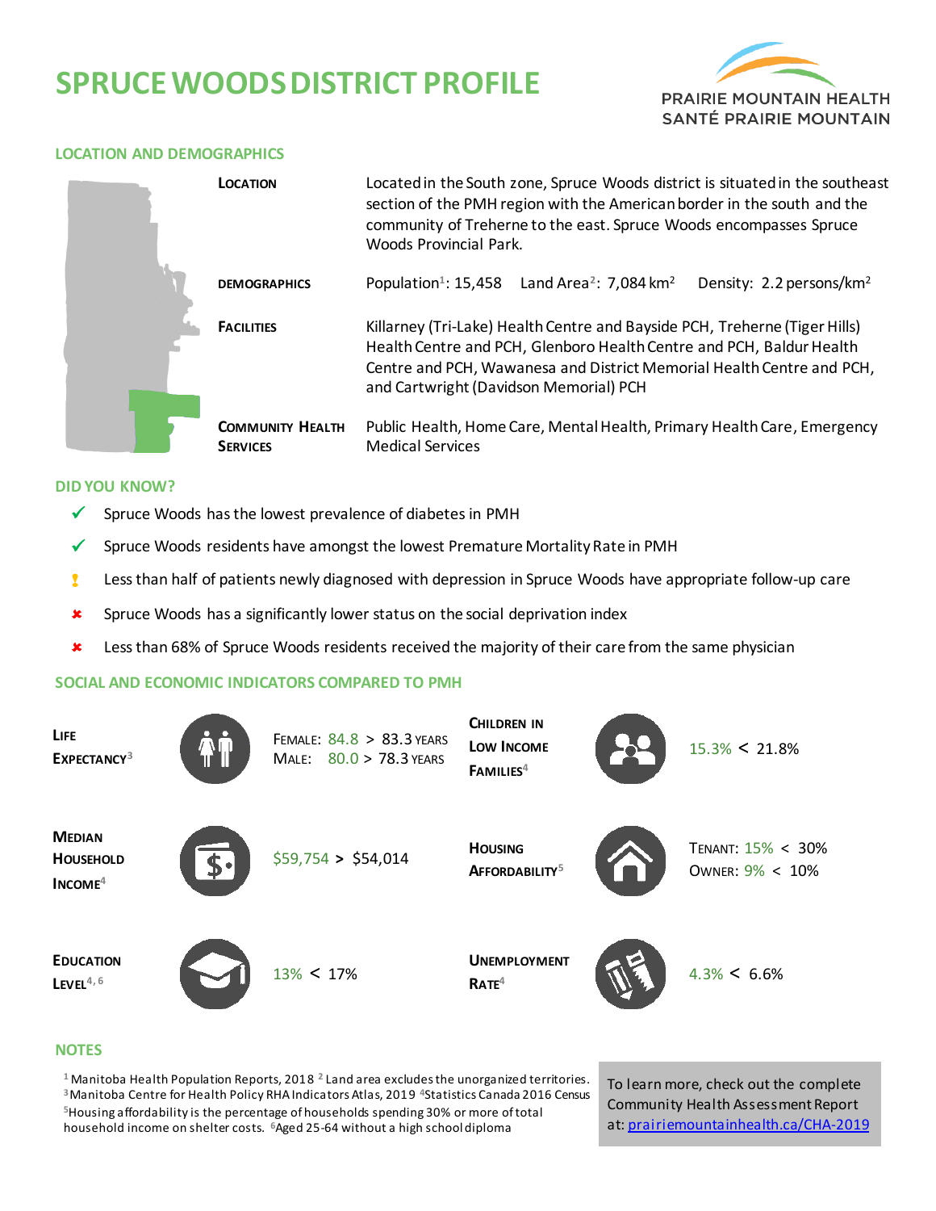# SPRUCE WOODS DISTRICT PROFILE

PRAIRIE MOUNTAIN HEALTH
SANTÉ PRAIRIE MOUNTAIN

## LOCATION AND DEMOGRAPHICS

**LOCATION**

Located in the South zone, Spruce Woods district is situated in the southeast section of the PMH region with the American border in the south and the community of Treherne to the east. Spruce Woods encompasses Spruce Woods Provincial Park.

**DEMOGRAPHICS**

Population[1]: 15,458 Land Area[2]: 7,084 km² Density: 2.2 persons/km²

**FACILITIES**

Killarney (Tri-Lake) Health Centre and Bayside PCH, Treherne (Tiger Hills) Health Centre and PCH, Glenboro Health Centre and PCH, Baldur Health Centre and PCH, Wawanesa and District Memorial Health Centre and PCH, and Cartwright (Davidson Memorial) PCH

**COMMUNITY HEALTH SERVICES**

Public Health, Home Care, Mental Health, Primary Health Care, Emergency Medical Services

## DID YOU KNOW?

- ✔ Spruce Woods has the lowest prevalence of diabetes in PMH
- ✔ Spruce Woods residents have amongst the lowest Premature Mortality Rate in PMH
- ! Less than half of patients newly diagnosed with depression in Spruce Woods have appropriate follow-up care
- ✘ Spruce Woods has a significantly lower status on the social deprivation index
- ✘ Less than 68% of Spruce Woods residents received the majority of their care from the same physician

## SOCIAL AND ECONOMIC INDICATORS COMPARED TO PMH

| Indicator | Spruce Woods vs PMH | Indicator | Spruce Woods vs PMH |
|---|---|---|---|
| **LIFE EXPECTANCY**[3] | FEMALE: 84.8 > 83.3 YEARS<br>MALE: 80.0 > 78.3 YEARS | **CHILDREN IN LOW INCOME FAMILIES**[4] | 15.3% < 21.8% |
| **MEDIAN HOUSEHOLD INCOME**[4] | $59,754 > $54,014 | **HOUSING AFFORDABILITY**[5] | TENANT: 15% < 30%<br>OWNER: 9% < 10% |
| **EDUCATION LEVEL**[4, 6] | 13% < 17% | **UNEMPLOYMENT RATE**[4] | 4.3% < 6.6% |

## NOTES

[1] Manitoba Health Population Reports, 2018 [2] Land area excludes the unorganized territories. [3] Manitoba Centre for Health Policy RHA Indicators Atlas, 2019 [4] Statistics Canada 2016 Census [5] Housing affordability is the percentage of households spending 30% or more of total household income on shelter costs. [6] Aged 25-64 without a high school diploma

To learn more, check out the complete Community Health Assessment Report at: [prairiemountainhealth.ca/CHA-2019](prairiemountainhealth.ca/CHA-2019)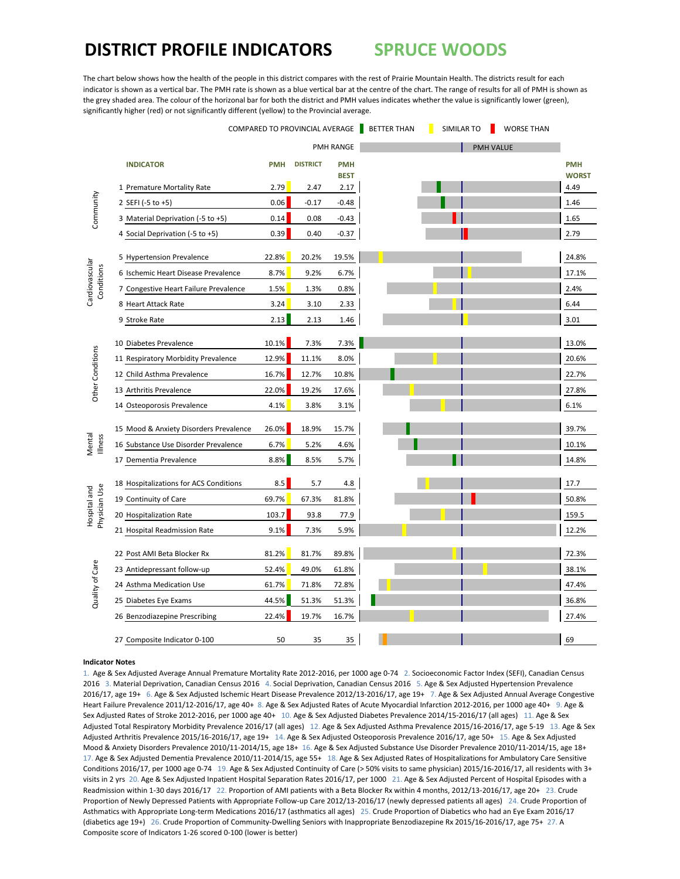# DISTRICT PROFILE INDICATORS SPRUCE WOODS

The chart below shows how the health of the people in this district compares with the rest of Prairie Mountain Health. The districts result for each indicator is shown as a vertical bar. The PMH rate is shown as a blue vertical bar at the centre of the chart. The range of results for all of PMH is shown as the grey shaded area. The colour of the horizonal bar for both the district and PMH values indicates whether the value is significantly lower (green), significantly higher (red) or not significantly different (yellow) to the Provincial average.

COMPARED TO PROVINCIAL AVERAGE: BETTER THAN / SIMILAR TO / WORSE THAN

PMH RANGE — PMH VALUE

| | INDICATOR | PMH | DISTRICT | PMH BEST | PMH WORST |
|---|---|---|---|---|---|
| Community | 1 Premature Mortality Rate | 2.79 | 2.47 | 2.17 | 4.49 |
| | 2 SEFI (-5 to +5) | 0.06 | -0.17 | -0.48 | 1.46 |
| | 3 Material Deprivation (-5 to +5) | 0.14 | 0.08 | -0.43 | 1.65 |
| | 4 Social Deprivation (-5 to +5) | 0.39 | 0.40 | -0.37 | 2.79 |
| Cardiovascular Conditions | 5 Hypertension Prevalence | 22.8% | 20.2% | 19.5% | 24.8% |
| | 6 Ischemic Heart Disease Prevalence | 8.7% | 9.2% | 6.7% | 17.1% |
| | 7 Congestive Heart Failure Prevalence | 1.5% | 1.3% | 0.8% | 2.4% |
| | 8 Heart Attack Rate | 3.24 | 3.10 | 2.33 | 6.44 |
| | 9 Stroke Rate | 2.13 | 2.13 | 1.46 | 3.01 |
| Other Conditions | 10 Diabetes Prevalence | 10.1% | 7.3% | 7.3% | 13.0% |
| | 11 Respiratory Morbidity Prevalence | 12.9% | 11.1% | 8.0% | 20.6% |
| | 12 Child Asthma Prevalence | 16.7% | 12.7% | 10.8% | 22.7% |
| | 13 Arthritis Prevalence | 22.0% | 19.2% | 17.6% | 27.8% |
| | 14 Osteoporosis Prevalence | 4.1% | 3.8% | 3.1% | 6.1% |
| Mental Illness | 15 Mood & Anxiety Disorders Prevalence | 26.0% | 18.9% | 15.7% | 39.7% |
| | 16 Substance Use Disorder Prevalence | 6.7% | 5.2% | 4.6% | 10.1% |
| | 17 Dementia Prevalence | 8.8% | 8.5% | 5.7% | 14.8% |
| Hospital and Physician Use | 18 Hospitalizations for ACS Conditions | 8.5 | 5.7 | 4.8 | 17.7 |
| | 19 Continuity of Care | 69.7% | 67.3% | 81.8% | 50.8% |
| | 20 Hospitalization Rate | 103.7 | 93.8 | 77.9 | 159.5 |
| | 21 Hospital Readmission Rate | 9.1% | 7.3% | 5.9% | 12.2% |
| Quality of Care | 22 Post AMI Beta Blocker Rx | 81.2% | 81.7% | 89.8% | 72.3% |
| | 23 Antidepressant follow-up | 52.4% | 49.0% | 61.8% | 38.1% |
| | 24 Asthma Medication Use | 61.7% | 71.8% | 72.8% | 47.4% |
| | 25 Diabetes Eye Exams | 44.5% | 51.3% | 51.3% | 36.8% |
| | 26 Benzodiazepine Prescribing | 22.4% | 19.7% | 16.7% | 27.4% |
| | 27 Composite Indicator 0-100 | 50 | 35 | 35 | 69 |

**Indicator Notes**

1. Age & Sex Adjusted Average Annual Premature Mortality Rate 2012-2016, per 1000 age 0-74 2. Socioeconomic Factor Index (SEFI), Canadian Census 2016 3. Material Deprivation, Canadian Census 2016 4. Social Deprivation, Canadian Census 2016 5. Age & Sex Adjusted Hypertension Prevalence 2016/17, age 19+ 6. Age & Sex Adjusted Ischemic Heart Disease Prevalence 2012/13-2016/17, age 19+ 7. Age & Sex Adjusted Annual Average Congestive Heart Failure Prevalence 2011/12-2016/17, age 40+ 8. Age & Sex Adjusted Rates of Acute Myocardial Infarction 2012-2016, per 1000 age 40+ 9. Age & Sex Adjusted Rates of Stroke 2012-2016, per 1000 age 40+ 10. Age & Sex Adjusted Diabetes Prevalence 2014/15-2016/17 (all ages) 11. Age & Sex Adjusted Total Respiratory Morbidity Prevalence 2016/17 (all ages) 12. Age & Sex Adjusted Asthma Prevalence 2015/16-2016/17, age 5-19 13. Age & Sex Adjusted Arthritis Prevalence 2015/16-2016/17, age 19+ 14. Age & Sex Adjusted Osteoporosis Prevalence 2016/17, age 50+ 15. Age & Sex Adjusted Mood & Anxiety Disorders Prevalence 2010/11-2014/15, age 18+ 16. Age & Sex Adjusted Substance Use Disorder Prevalence 2010/11-2014/15, age 18+ 17. Age & Sex Adjusted Dementia Prevalence 2010/11-2014/15, age 55+ 18. Age & Sex Adjusted Rates of Hospitalizations for Ambulatory Care Sensitive Conditions 2016/17, per 1000 age 0-74 19. Age & Sex Adjusted Continuity of Care (> 50% visits to same physician) 2015/16-2016/17, all residents with 3+ visits in 2 yrs 20. Age & Sex Adjusted Inpatient Hospital Separation Rates 2016/17, per 1000 21. Age & Sex Adjusted Percent of Hospital Episodes with a Readmission within 1-30 days 2016/17 22. Proportion of AMI patients with a Beta Blocker Rx within 4 months, 2012/13-2016/17, age 20+ 23. Crude Proportion of Newly Depressed Patients with Appropriate Follow-up Care 2012/13-2016/17 (newly depressed patients all ages) 24. Crude Proportion of Asthmatics with Appropriate Long-term Medications 2016/17 (asthmatics all ages) 25. Crude Proportion of Diabetics who had an Eye Exam 2016/17 (diabetics age 19+) 26. Crude Proportion of Community-Dwelling Seniors with Inappropriate Benzodiazepine Rx 2015/16-2016/17, age 75+ 27. A Composite score of Indicators 1-26 scored 0-100 (lower is better)